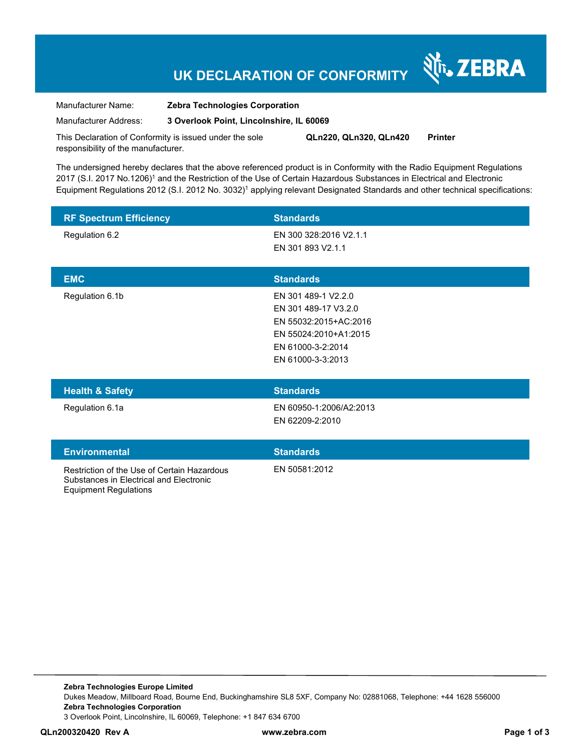# UK DECLARATION OF CONFORMITY

ZEBRA

Manufacturer Name: **Zebra Technologies Corporation**

Manufacturer Address: **3 Overlook Point, Lincolnshire, IL 60069**

This Declaration of Conformity is issued under the sole responsibility of the manufacturer. **QLn220, QLn320, QLn420 Printer**

The undersigned hereby declares that the above referenced product is in Conformity with the Radio Equipment Regulations 2017 (S.I. 2017 No.1206)[1] and the Restriction of the Use of Certain Hazardous Substances in Electrical and Electronic Equipment Regulations 2012 (S.I. 2012 No. 3032)[1] applying relevant Designated Standards and other technical specifications:

| RF Spectrum Efficiency | Standards |
|---|---|
| Regulation 6.2 | EN 300 328:2016 V2.1.1<br>EN 301 893 V2.1.1 |

| EMC | Standards |
|---|---|
| Regulation 6.1b | EN 301 489-1 V2.2.0<br>EN 301 489-17 V3.2.0<br>EN 55032:2015+AC:2016<br>EN 55024:2010+A1:2015<br>EN 61000-3-2:2014<br>EN 61000-3-3:2013 |

| Health & Safety | Standards |
|---|---|
| Regulation 6.1a | EN 60950-1:2006/A2:2013<br>EN 62209-2:2010 |

| Environmental | Standards |
|---|---|
| Restriction of the Use of Certain Hazardous Substances in Electrical and Electronic Equipment Regulations | EN 50581:2012 |

**Zebra Technologies Europe Limited**
Dukes Meadow, Millboard Road, Bourne End, Buckinghamshire SL8 5XF, Company No: 02881068, Telephone: +44 1628 556000
**Zebra Technologies Corporation**
3 Overlook Point, Lincolnshire, IL 60069, Telephone: +1 847 634 6700

**QLn200320420 Rev A** **www.zebra.com**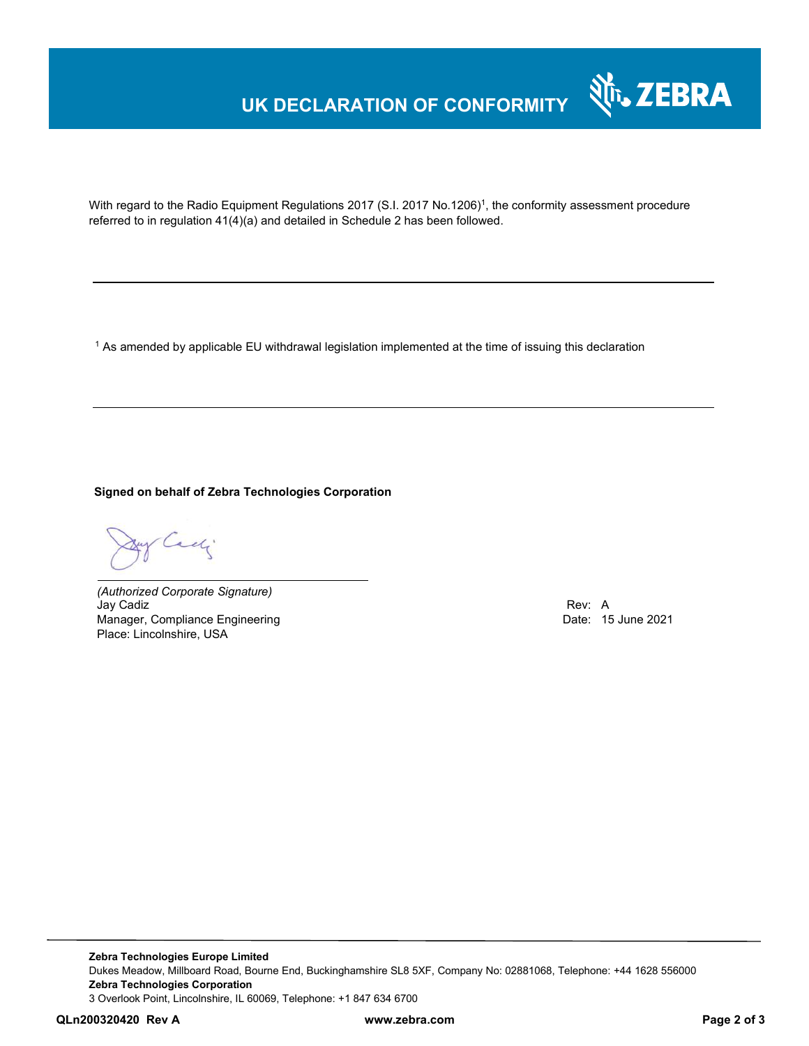# UK DECLARATION OF CONFORMITY

With regard to the Radio Equipment Regulations 2017 (S.I. 2017 No.1206)[1], the conformity assessment procedure referred to in regulation 41(4)(a) and detailed in Schedule 2 has been followed.

---

[1] As amended by applicable EU withdrawal legislation implemented at the time of issuing this declaration

---

**Signed on behalf of Zebra Technologies Corporation**

*(Authorized Corporate Signature)*
Jay Cadiz
Manager, Compliance Engineering
Place: Lincolnshire, USA

Rev: A
Date: 15 June 2021

**Zebra Technologies Europe Limited**
Dukes Meadow, Millboard Road, Bourne End, Buckinghamshire SL8 5XF, Company No: 02881068, Telephone: +44 1628 556000
**Zebra Technologies Corporation**
3 Overlook Point, Lincolnshire, IL 60069, Telephone: +1 847 634 6700

**QLn200320420 Rev A** **www.zebra.com**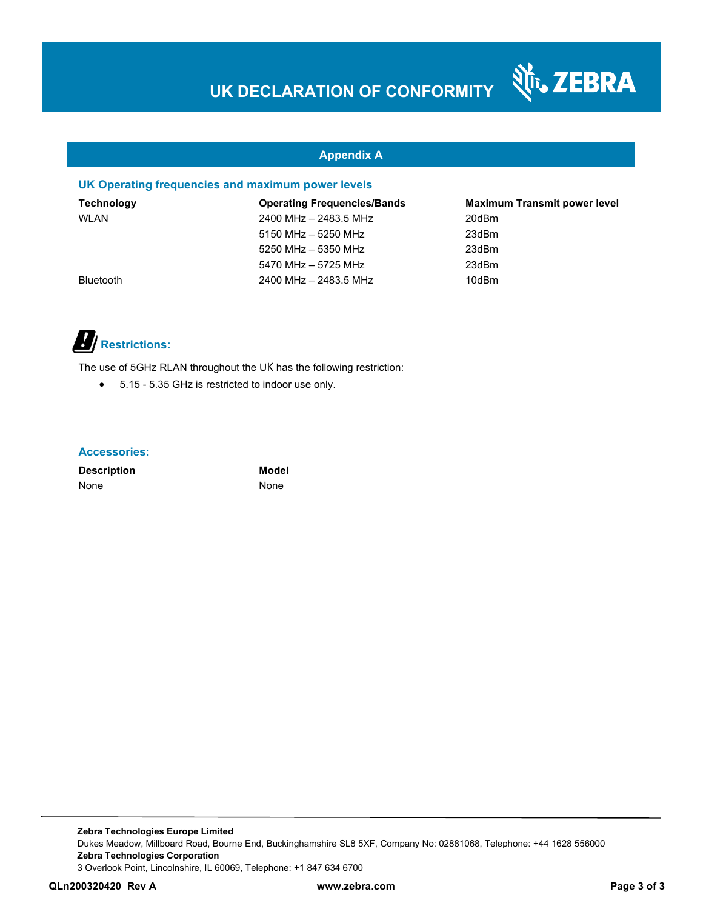## Appendix A

### UK Operating frequencies and maximum power levels

| Technology | Operating Frequencies/Bands | Maximum Transmit power level |
|---|---|---|
| WLAN | 2400 MHz – 2483.5 MHz | 20dBm |
| | 5150 MHz – 5250 MHz | 23dBm |
| | 5250 MHz – 5350 MHz | 23dBm |
| | 5470 MHz – 5725 MHz | 23dBm |
| Bluetooth | 2400 MHz – 2483.5 MHz | 10dBm |

### Restrictions:

The use of 5GHz RLAN throughout the UK has the following restriction:

- 5.15 - 5.35 GHz is restricted to indoor use only.

### Accessories:

| Description | Model |
|---|---|
| None | None |

**Zebra Technologies Europe Limited**
Dukes Meadow, Millboard Road, Bourne End, Buckinghamshire SL8 5XF, Company No: 02881068, Telephone: +44 1628 556000
**Zebra Technologies Corporation**
3 Overlook Point, Lincolnshire, IL 60069, Telephone: +1 847 634 6700

**QLn200320420 Rev A** **www.zebra.com**